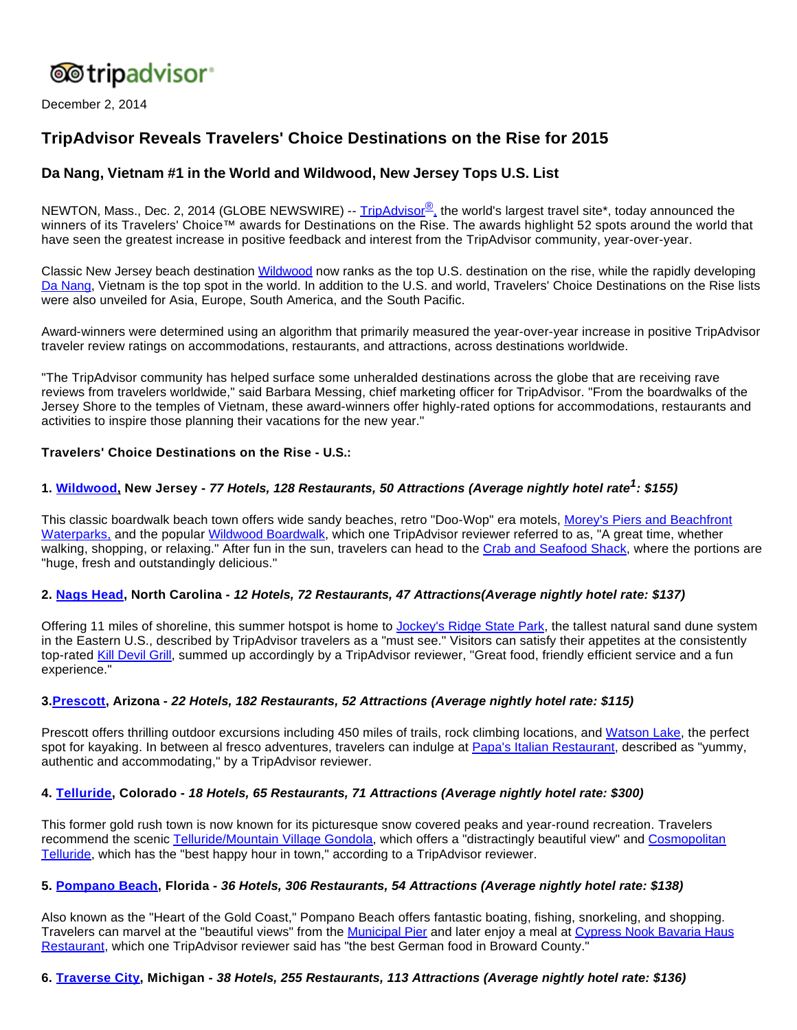tripadvisor

December 2, 2014

# TripAdvisor Reveals Travelers' Choice Destinations on the Rise for 2015

## Da Nang, Vietnam #1 in the World and Wildwood, New Jersey Tops U.S. List

NEWTON, Mass., Dec. 2, 2014 (GLOBE NEWSWIRE) -- TripAdvisor®, the world's largest travel site*, today announced the winners of its Travelers' Choice™ awards for Destinations on the Rise. The awards highlight 52 spots around the world that have seen the greatest increase in positive feedback and interest from the TripAdvisor community, year-over-year.

Classic New Jersey beach destination Wildwood now ranks as the top U.S. destination on the rise, while the rapidly developing Da Nang, Vietnam is the top spot in the world. In addition to the U.S. and world, Travelers' Choice Destinations on the Rise lists were also unveiled for Asia, Europe, South America, and the South Pacific.

Award-winners were determined using an algorithm that primarily measured the year-over-year increase in positive TripAdvisor traveler review ratings on accommodations, restaurants, and attractions, across destinations worldwide.

"The TripAdvisor community has helped surface some unheralded destinations across the globe that are receiving rave reviews from travelers worldwide," said Barbara Messing, chief marketing officer for TripAdvisor. "From the boardwalks of the Jersey Shore to the temples of Vietnam, these award-winners offer highly-rated options for accommodations, restaurants and activities to inspire those planning their vacations for the new year."

**Travelers' Choice Destinations on the Rise - U.S.:**

**1. Wildwood, New Jersey - *77 Hotels, 128 Restaurants, 50 Attractions (Average nightly hotel rate[1]: $155)***

This classic boardwalk beach town offers wide sandy beaches, retro "Doo-Wop" era motels, Morey's Piers and Beachfront Waterparks, and the popular Wildwood Boardwalk, which one TripAdvisor reviewer referred to as, "A great time, whether walking, shopping, or relaxing." After fun in the sun, travelers can head to the Crab and Seafood Shack, where the portions are "huge, fresh and outstandingly delicious."

**2. Nags Head, North Carolina - *12 Hotels, 72 Restaurants, 47 Attractions(Average nightly hotel rate: $137)***

Offering 11 miles of shoreline, this summer hotspot is home to Jockey's Ridge State Park, the tallest natural sand dune system in the Eastern U.S., described by TripAdvisor travelers as a "must see." Visitors can satisfy their appetites at the consistently top-rated Kill Devil Grill, summed up accordingly by a TripAdvisor reviewer, "Great food, friendly efficient service and a fun experience."

**3.Prescott, Arizona - *22 Hotels, 182 Restaurants, 52 Attractions (Average nightly hotel rate: $115)***

Prescott offers thrilling outdoor excursions including 450 miles of trails, rock climbing locations, and Watson Lake, the perfect spot for kayaking. In between al fresco adventures, travelers can indulge at Papa's Italian Restaurant, described as "yummy, authentic and accommodating," by a TripAdvisor reviewer.

**4. Telluride, Colorado - *18 Hotels, 65 Restaurants, 71 Attractions (Average nightly hotel rate: $300)***

This former gold rush town is now known for its picturesque snow covered peaks and year-round recreation. Travelers recommend the scenic Telluride/Mountain Village Gondola, which offers a "distractingly beautiful view" and Cosmopolitan Telluride, which has the "best happy hour in town," according to a TripAdvisor reviewer.

**5. Pompano Beach, Florida - *36 Hotels, 306 Restaurants, 54 Attractions (Average nightly hotel rate: $138)***

Also known as the "Heart of the Gold Coast," Pompano Beach offers fantastic boating, fishing, snorkeling, and shopping. Travelers can marvel at the "beautiful views" from the Municipal Pier and later enjoy a meal at Cypress Nook Bavaria Haus Restaurant, which one TripAdvisor reviewer said has "the best German food in Broward County."

**6. Traverse City, Michigan - *38 Hotels, 255 Restaurants, 113 Attractions (Average nightly hotel rate: $136)***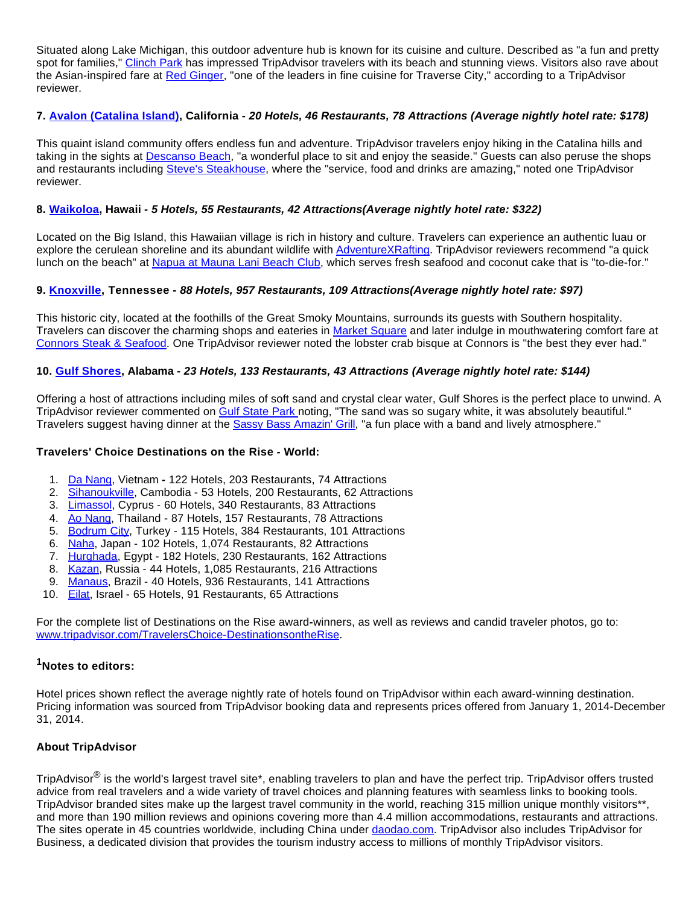Situated along Lake Michigan, this outdoor adventure hub is known for its cuisine and culture. Described as "a fun and pretty spot for families," Clinch Park has impressed TripAdvisor travelers with its beach and stunning views. Visitors also rave about the Asian-inspired fare at Red Ginger, "one of the leaders in fine cuisine for Traverse City," according to a TripAdvisor reviewer.

**7. Avalon (Catalina Island), California - *20 Hotels, 46 Restaurants, 78 Attractions (Average nightly hotel rate: $178)***

This quaint island community offers endless fun and adventure. TripAdvisor travelers enjoy hiking in the Catalina hills and taking in the sights at Descanso Beach, "a wonderful place to sit and enjoy the seaside." Guests can also peruse the shops and restaurants including Steve's Steakhouse, where the "service, food and drinks are amazing," noted one TripAdvisor reviewer.

**8. Waikoloa, Hawaii - *5 Hotels, 55 Restaurants, 42 Attractions(Average nightly hotel rate: $322)***

Located on the Big Island, this Hawaiian village is rich in history and culture. Travelers can experience an authentic luau or explore the cerulean shoreline and its abundant wildlife with AdventureXRafting. TripAdvisor reviewers recommend "a quick lunch on the beach" at Napua at Mauna Lani Beach Club, which serves fresh seafood and coconut cake that is "to-die-for."

**9. Knoxville, Tennessee - *88 Hotels, 957 Restaurants, 109 Attractions(Average nightly hotel rate: $97)***

This historic city, located at the foothills of the Great Smoky Mountains, surrounds its guests with Southern hospitality. Travelers can discover the charming shops and eateries in Market Square and later indulge in mouthwatering comfort fare at Connors Steak & Seafood. One TripAdvisor reviewer noted the lobster crab bisque at Connors is "the best they ever had."

**10. Gulf Shores, Alabama - *23 Hotels, 133 Restaurants, 43 Attractions (Average nightly hotel rate: $144)***

Offering a host of attractions including miles of soft sand and crystal clear water, Gulf Shores is the perfect place to unwind. A TripAdvisor reviewer commented on Gulf State Park noting, "The sand was so sugary white, it was absolutely beautiful." Travelers suggest having dinner at the Sassy Bass Amazin' Grill, "a fun place with a band and lively atmosphere."

**Travelers' Choice Destinations on the Rise - World:**

1. Da Nang, Vietnam **-** 122 Hotels, 203 Restaurants, 74 Attractions
2. Sihanoukville, Cambodia - 53 Hotels, 200 Restaurants, 62 Attractions
3. Limassol, Cyprus - 60 Hotels, 340 Restaurants, 83 Attractions
4. Ao Nang, Thailand - 87 Hotels, 157 Restaurants, 78 Attractions
5. Bodrum City, Turkey - 115 Hotels, 384 Restaurants, 101 Attractions
6. Naha, Japan - 102 Hotels, 1,074 Restaurants, 82 Attractions
7. Hurghada, Egypt - 182 Hotels, 230 Restaurants, 162 Attractions
8. Kazan, Russia - 44 Hotels, 1,085 Restaurants, 216 Attractions
9. Manaus, Brazil - 40 Hotels, 936 Restaurants, 141 Attractions
10. Eilat, Israel - 65 Hotels, 91 Restaurants, 65 Attractions

For the complete list of Destinations on the Rise award**-**winners, as well as reviews and candid traveler photos, go to: www.tripadvisor.com/TravelersChoice-DestinationsontheRise.

**[1]Notes to editors:**

Hotel prices shown reflect the average nightly rate of hotels found on TripAdvisor within each award-winning destination. Pricing information was sourced from TripAdvisor booking data and represents prices offered from January 1, 2014-December 31, 2014.

**About TripAdvisor**

TripAdvisor® is the world's largest travel site*, enabling travelers to plan and have the perfect trip. TripAdvisor offers trusted advice from real travelers and a wide variety of travel choices and planning features with seamless links to booking tools. TripAdvisor branded sites make up the largest travel community in the world, reaching 315 million unique monthly visitors**, and more than 190 million reviews and opinions covering more than 4.4 million accommodations, restaurants and attractions. The sites operate in 45 countries worldwide, including China under daodao.com. TripAdvisor also includes TripAdvisor for Business, a dedicated division that provides the tourism industry access to millions of monthly TripAdvisor visitors.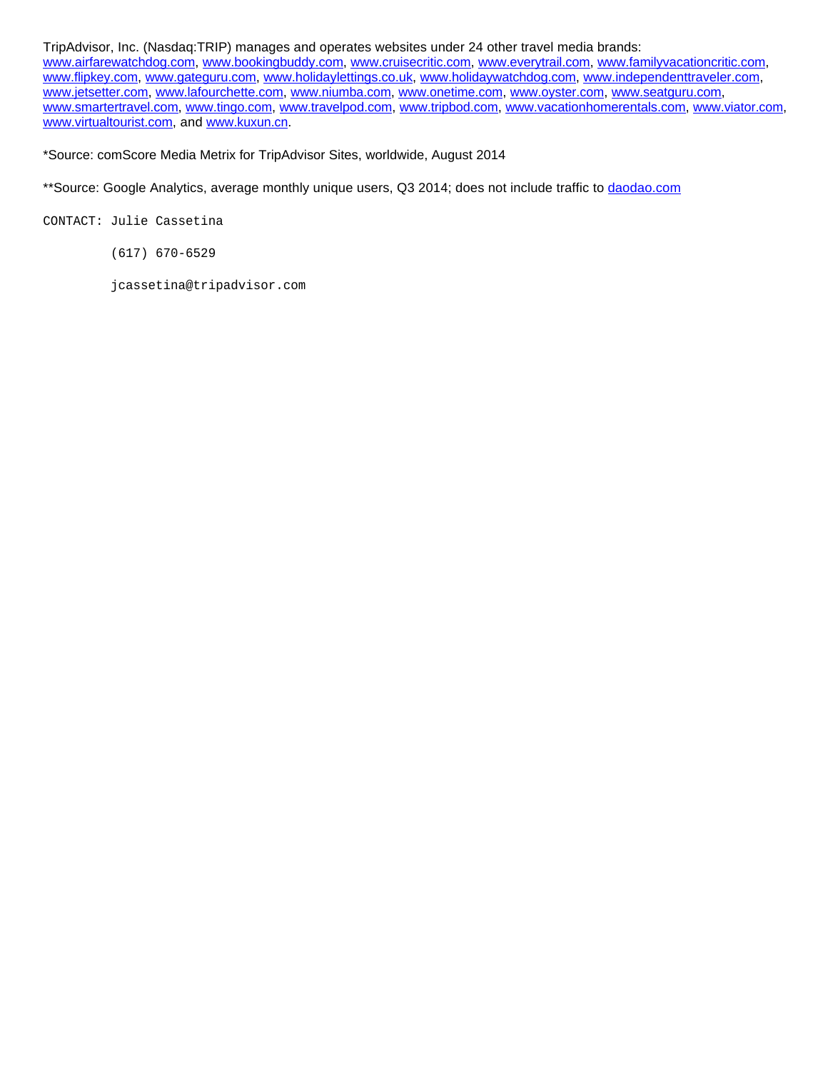TripAdvisor, Inc. (Nasdaq:TRIP) manages and operates websites under 24 other travel media brands: www.airfarewatchdog.com, www.bookingbuddy.com, www.cruisecritic.com, www.everytrail.com, www.familyvacationcritic.com, www.flipkey.com, www.gateguru.com, www.holidaylettings.co.uk, www.holidaywatchdog.com, www.independenttraveler.com, www.jetsetter.com, www.lafourchette.com, www.niumba.com, www.onetime.com, www.oyster.com, www.seatguru.com, www.smartertravel.com, www.tingo.com, www.travelpod.com, www.tripbod.com, www.vacationhomerentals.com, www.viator.com, www.virtualtourist.com, and www.kuxun.cn.

*Source: comScore Media Metrix for TripAdvisor Sites, worldwide, August 2014

**Source: Google Analytics, average monthly unique users, Q3 2014; does not include traffic to daodao.com

```
CONTACT: Julie Cassetina

         (617) 670-6529

         jcassetina@tripadvisor.com
```